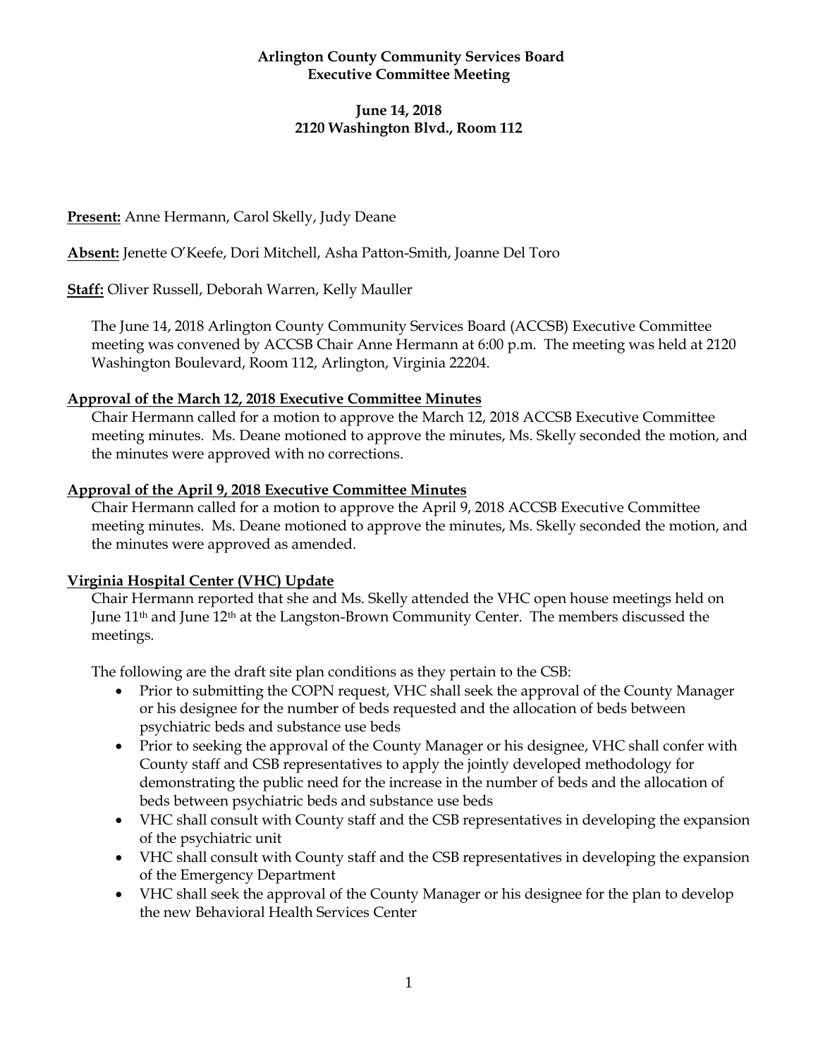**Arlington County Community Services Board**
**Executive Committee Meeting**

**June 14, 2018**
**2120 Washington Blvd., Room 112**

**Present:** Anne Hermann, Carol Skelly, Judy Deane

**Absent:** Jenette O'Keefe, Dori Mitchell, Asha Patton-Smith, Joanne Del Toro

**Staff:** Oliver Russell, Deborah Warren, Kelly Mauller

The June 14, 2018 Arlington County Community Services Board (ACCSB) Executive Committee meeting was convened by ACCSB Chair Anne Hermann at 6:00 p.m. The meeting was held at 2120 Washington Boulevard, Room 112, Arlington, Virginia 22204.

**Approval of the March 12, 2018 Executive Committee Minutes**

Chair Hermann called for a motion to approve the March 12, 2018 ACCSB Executive Committee meeting minutes. Ms. Deane motioned to approve the minutes, Ms. Skelly seconded the motion, and the minutes were approved with no corrections.

**Approval of the April 9, 2018 Executive Committee Minutes**

Chair Hermann called for a motion to approve the April 9, 2018 ACCSB Executive Committee meeting minutes. Ms. Deane motioned to approve the minutes, Ms. Skelly seconded the motion, and the minutes were approved as amended.

**Virginia Hospital Center (VHC) Update**

Chair Hermann reported that she and Ms. Skelly attended the VHC open house meetings held on June 11th and June 12th at the Langston-Brown Community Center. The members discussed the meetings.

The following are the draft site plan conditions as they pertain to the CSB:

- Prior to submitting the COPN request, VHC shall seek the approval of the County Manager or his designee for the number of beds requested and the allocation of beds between psychiatric beds and substance use beds
- Prior to seeking the approval of the County Manager or his designee, VHC shall confer with County staff and CSB representatives to apply the jointly developed methodology for demonstrating the public need for the increase in the number of beds and the allocation of beds between psychiatric beds and substance use beds
- VHC shall consult with County staff and the CSB representatives in developing the expansion of the psychiatric unit
- VHC shall consult with County staff and the CSB representatives in developing the expansion of the Emergency Department
- VHC shall seek the approval of the County Manager or his designee for the plan to develop the new Behavioral Health Services Center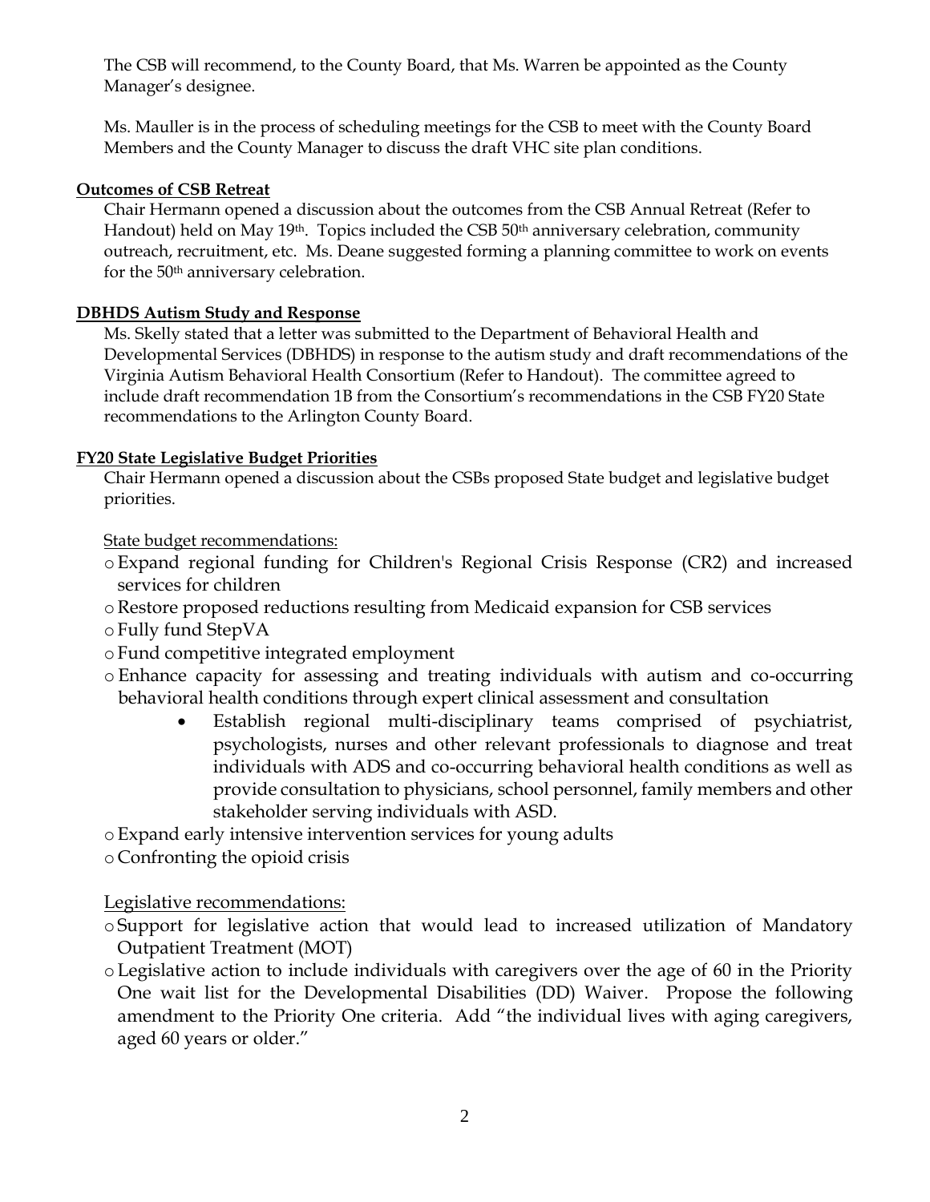The CSB will recommend, to the County Board, that Ms. Warren be appointed as the County Manager's designee.

Ms. Mauller is in the process of scheduling meetings for the CSB to meet with the County Board Members and the County Manager to discuss the draft VHC site plan conditions.

**Outcomes of CSB Retreat**

Chair Hermann opened a discussion about the outcomes from the CSB Annual Retreat (Refer to Handout) held on May 19th. Topics included the CSB 50th anniversary celebration, community outreach, recruitment, etc. Ms. Deane suggested forming a planning committee to work on events for the 50th anniversary celebration.

**DBHDS Autism Study and Response**

Ms. Skelly stated that a letter was submitted to the Department of Behavioral Health and Developmental Services (DBHDS) in response to the autism study and draft recommendations of the Virginia Autism Behavioral Health Consortium (Refer to Handout). The committee agreed to include draft recommendation 1B from the Consortium's recommendations in the CSB FY20 State recommendations to the Arlington County Board.

**FY20 State Legislative Budget Priorities**

Chair Hermann opened a discussion about the CSBs proposed State budget and legislative budget priorities.

State budget recommendations:

- Expand regional funding for Children's Regional Crisis Response (CR2) and increased services for children
- Restore proposed reductions resulting from Medicaid expansion for CSB services
- Fully fund StepVA
- Fund competitive integrated employment
- Enhance capacity for assessing and treating individuals with autism and co-occurring behavioral health conditions through expert clinical assessment and consultation
  - Establish regional multi-disciplinary teams comprised of psychiatrist, psychologists, nurses and other relevant professionals to diagnose and treat individuals with ADS and co-occurring behavioral health conditions as well as provide consultation to physicians, school personnel, family members and other stakeholder serving individuals with ASD.
- Expand early intensive intervention services for young adults
- Confronting the opioid crisis

Legislative recommendations:

- Support for legislative action that would lead to increased utilization of Mandatory Outpatient Treatment (MOT)
- Legislative action to include individuals with caregivers over the age of 60 in the Priority One wait list for the Developmental Disabilities (DD) Waiver. Propose the following amendment to the Priority One criteria. Add "the individual lives with aging caregivers, aged 60 years or older."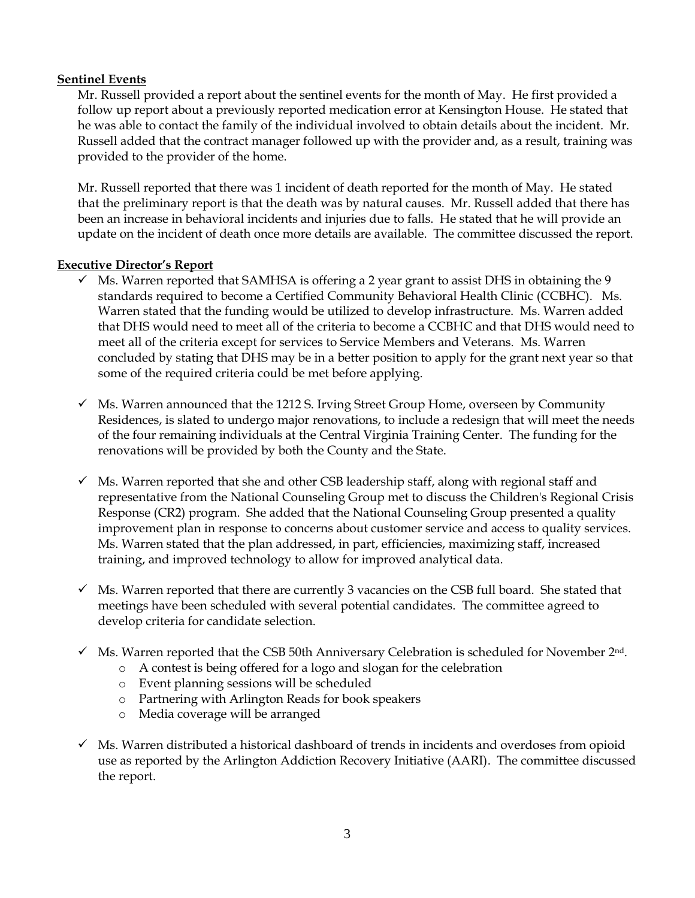**Sentinel Events**

Mr. Russell provided a report about the sentinel events for the month of May. He first provided a follow up report about a previously reported medication error at Kensington House. He stated that he was able to contact the family of the individual involved to obtain details about the incident. Mr. Russell added that the contract manager followed up with the provider and, as a result, training was provided to the provider of the home.

Mr. Russell reported that there was 1 incident of death reported for the month of May. He stated that the preliminary report is that the death was by natural causes. Mr. Russell added that there has been an increase in behavioral incidents and injuries due to falls. He stated that he will provide an update on the incident of death once more details are available. The committee discussed the report.

**Executive Director's Report**

- ✓ Ms. Warren reported that SAMHSA is offering a 2 year grant to assist DHS in obtaining the 9 standards required to become a Certified Community Behavioral Health Clinic (CCBHC). Ms. Warren stated that the funding would be utilized to develop infrastructure. Ms. Warren added that DHS would need to meet all of the criteria to become a CCBHC and that DHS would need to meet all of the criteria except for services to Service Members and Veterans. Ms. Warren concluded by stating that DHS may be in a better position to apply for the grant next year so that some of the required criteria could be met before applying.

- ✓ Ms. Warren announced that the 1212 S. Irving Street Group Home, overseen by Community Residences, is slated to undergo major renovations, to include a redesign that will meet the needs of the four remaining individuals at the Central Virginia Training Center. The funding for the renovations will be provided by both the County and the State.

- ✓ Ms. Warren reported that she and other CSB leadership staff, along with regional staff and representative from the National Counseling Group met to discuss the Children's Regional Crisis Response (CR2) program. She added that the National Counseling Group presented a quality improvement plan in response to concerns about customer service and access to quality services. Ms. Warren stated that the plan addressed, in part, efficiencies, maximizing staff, increased training, and improved technology to allow for improved analytical data.

- ✓ Ms. Warren reported that there are currently 3 vacancies on the CSB full board. She stated that meetings have been scheduled with several potential candidates. The committee agreed to develop criteria for candidate selection.

- ✓ Ms. Warren reported that the CSB 50th Anniversary Celebration is scheduled for November 2nd.
  - o A contest is being offered for a logo and slogan for the celebration
  - o Event planning sessions will be scheduled
  - o Partnering with Arlington Reads for book speakers
  - o Media coverage will be arranged

- ✓ Ms. Warren distributed a historical dashboard of trends in incidents and overdoses from opioid use as reported by the Arlington Addiction Recovery Initiative (AARI). The committee discussed the report.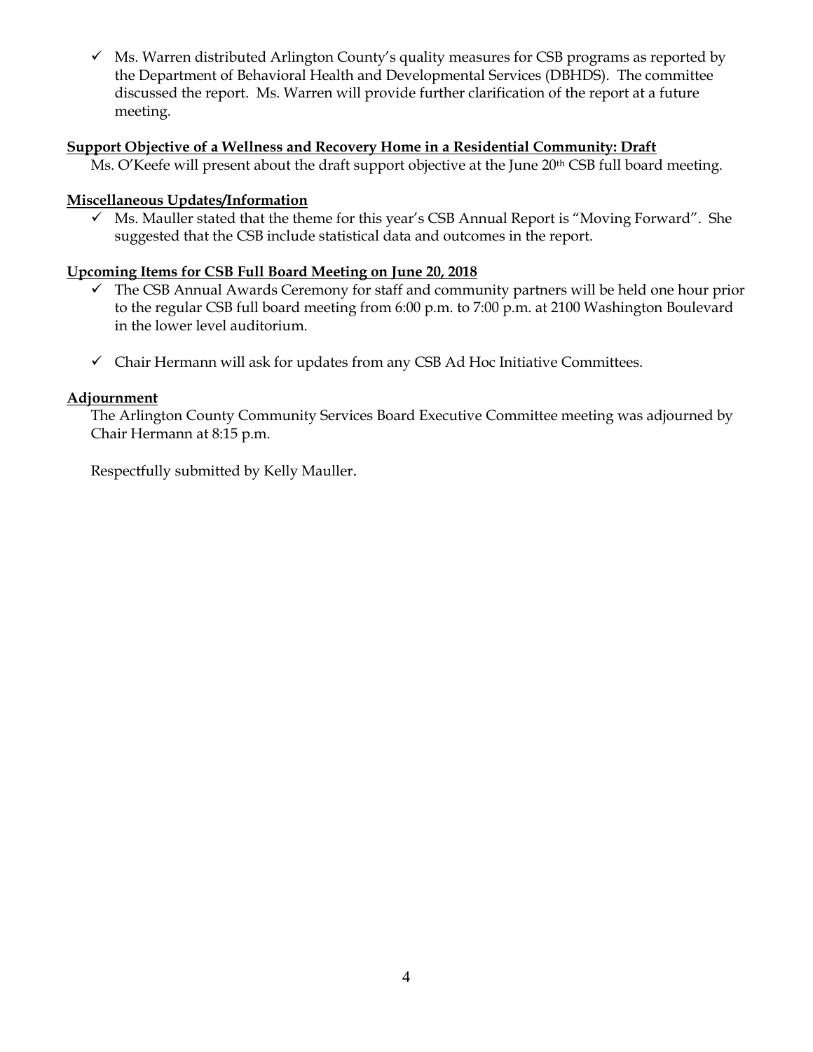- ✓ Ms. Warren distributed Arlington County's quality measures for CSB programs as reported by the Department of Behavioral Health and Developmental Services (DBHDS). The committee discussed the report. Ms. Warren will provide further clarification of the report at a future meeting.

**Support Objective of a Wellness and Recovery Home in a Residential Community: Draft**

Ms. O'Keefe will present about the draft support objective at the June 20th CSB full board meeting.

**Miscellaneous Updates/Information**

- ✓ Ms. Mauller stated that the theme for this year's CSB Annual Report is "Moving Forward". She suggested that the CSB include statistical data and outcomes in the report.

**Upcoming Items for CSB Full Board Meeting on June 20, 2018**

- ✓ The CSB Annual Awards Ceremony for staff and community partners will be held one hour prior to the regular CSB full board meeting from 6:00 p.m. to 7:00 p.m. at 2100 Washington Boulevard in the lower level auditorium.
- ✓ Chair Hermann will ask for updates from any CSB Ad Hoc Initiative Committees.

**Adjournment**

The Arlington County Community Services Board Executive Committee meeting was adjourned by Chair Hermann at 8:15 p.m.

Respectfully submitted by Kelly Mauller.